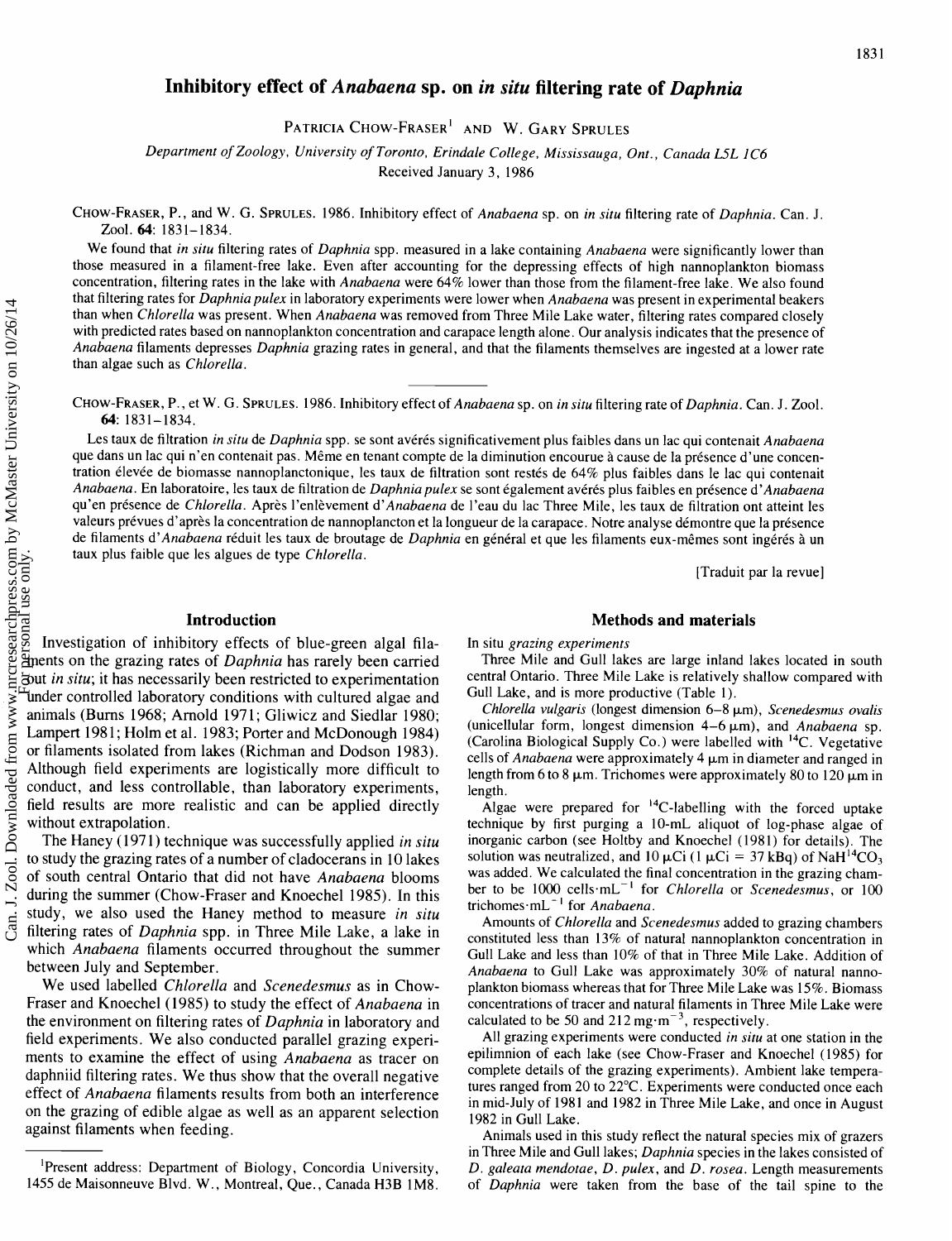# Inhibitory effect of *Anabaena* sp. on *in situ* filtering rate of *Daphnia*

Patricia Chow-Fraser[1] and W. Gary Sprules

*Department of Zoology, University of Toronto, Erindale College, Mississauga, Ont., Canada L5L 1C6*

Received January 3, 1986

Chow-Fraser, P., and W. G. Sprules. 1986. Inhibitory effect of *Anabaena* sp. on *in situ* filtering rate of *Daphnia*. Can. J. Zool. **64**: 1831–1834.

We found that *in situ* filtering rates of *Daphnia* spp. measured in a lake containing *Anabaena* were significantly lower than those measured in a filament-free lake. Even after accounting for the depressing effects of high nannoplankton biomass concentration, filtering rates in the lake with *Anabaena* were 64% lower than those from the filament-free lake. We also found that filtering rates for *Daphnia pulex* in laboratory experiments were lower when *Anabaena* was present in experimental beakers than when *Chlorella* was present. When *Anabaena* was removed from Three Mile Lake water, filtering rates compared closely with predicted rates based on nannoplankton concentration and carapace length alone. Our analysis indicates that the presence of *Anabaena* filaments depresses *Daphnia* grazing rates in general, and that the filaments themselves are ingested at a lower rate than algae such as *Chlorella*.

Chow-Fraser, P., et W. G. Sprules. 1986. Inhibitory effect of *Anabaena* sp. on *in situ* filtering rate of *Daphnia*. Can. J. Zool. **64**: 1831–1834.

Les taux de filtration *in situ* de *Daphnia* spp. se sont avérés significativement plus faibles dans un lac qui contenait *Anabaena* que dans un lac qui n'en contenait pas. Même en tenant compte de la diminution encourue à cause de la présence d'une concentration élevée de biomasse nannoplanctonique, les taux de filtration sont restés de 64% plus faibles dans le lac qui contenait *Anabaena*. En laboratoire, les taux de filtration de *Daphnia pulex* se sont également avérés plus faibles en présence d'*Anabaena* qu'en présence de *Chlorella*. Après l'enlèvement d'*Anabaena* de l'eau du lac Three Mile, les taux de filtration ont atteint les valeurs prévues d'après la concentration de nannoplancton et la longueur de la carapace. Notre analyse démontre que la présence de filaments d'*Anabaena* réduit les taux de broutage de *Daphnia* en général et que les filaments eux-mêmes sont ingérés à un taux plus faible que les algues de type *Chlorella*.

[Traduit par la revue]

## Introduction

Investigation of inhibitory effects of blue-green algal filaments on the grazing rates of *Daphnia* has rarely been carried out *in situ*; it has necessarily been restricted to experimentation under controlled laboratory conditions with cultured algae and animals (Burns 1968; Arnold 1971; Gliwicz and Siedlar 1980; Lampert 1981; Holm et al. 1983; Porter and McDonough 1984) or filaments isolated from lakes (Richman and Dodson 1983). Although field experiments are logistically more difficult to conduct, and less controllable, than laboratory experiments, field results are more realistic and can be applied directly without extrapolation.

The Haney (1971) technique was successfully applied *in situ* to study the grazing rates of a number of cladocerans in 10 lakes of south central Ontario that did not have *Anabaena* blooms during the summer (Chow-Fraser and Knoechel 1985). In this study, we also used the Haney method to measure *in situ* filtering rates of *Daphnia* spp. in Three Mile Lake, a lake in which *Anabaena* filaments occurred throughout the summer between July and September.

We used labelled *Chlorella* and *Scenedesmus* as in Chow-Fraser and Knoechel (1985) to study the effect of *Anabaena* in the environment on filtering rates of *Daphnia* in laboratory and field experiments. We also conducted parallel grazing experiments to examine the effect of using *Anabaena* as tracer on daphniid filtering rates. We thus show that the overall negative effect of *Anabaena* filaments results from both an interference on the grazing of edible algae as well as an apparent selection against filaments when feeding.

## Methods and materials

*In situ grazing experiments*

Three Mile and Gull lakes are large inland lakes located in south central Ontario. Three Mile Lake is relatively shallow compared with Gull Lake, and is more productive (Table 1).

*Chlorella vulgaris* (longest dimension 6–8 μm), *Scenedesmus ovalis* (unicellular form, longest dimension 4–6 μm), and *Anabaena* sp. (Carolina Biological Supply Co.) were labelled with $^{14}C$. Vegetative cells of *Anabaena* were approximately 4 μm in diameter and ranged in length from 6 to 8 μm. Trichomes were approximately 80 to 120 μm in length.

Algae were prepared for $^{14}C$-labelling with the forced uptake technique by first purging a 10-mL aliquot of log-phase algae of inorganic carbon (see Holtby and Knoechel (1981) for details). The solution was neutralized, and 10 μCi (1 μCi = 37 kBq) of $NaH^{14}CO_3$ was added. We calculated the final concentration in the grazing chamber to be 1000 cells·mL$^{-1}$ for *Chlorella* or *Scenedesmus*, or 100 trichomes·mL$^{-1}$ for *Anabaena*.

Amounts of *Chlorella* and *Scenedesmus* added to grazing chambers constituted less than 13% of natural nannoplankton concentration in Gull Lake and less than 10% of that in Three Mile Lake. Addition of *Anabaena* to Gull Lake was approximately 30% of natural nannoplankton biomass whereas that for Three Mile Lake was 15%. Biomass concentrations of tracer and natural filaments in Three Mile Lake were calculated to be 50 and 212 mg·m$^{-3}$, respectively.

All grazing experiments were conducted *in situ* at one station in the epilimnion of each lake (see Chow-Fraser and Knoechel (1985) for complete details of the grazing experiments). Ambient lake temperatures ranged from 20 to 22°C. Experiments were conducted once each in mid-July of 1981 and 1982 in Three Mile Lake, and once in August 1982 in Gull Lake.

Animals used in this study reflect the natural species mix of grazers in Three Mile and Gull lakes; *Daphnia* species in the lakes consisted of *D. galeata mendotae*, *D. pulex*, and *D. rosea*. Length measurements of *Daphnia* were taken from the base of the tail spine to the

[1] Present address: Department of Biology, Concordia University, 1455 de Maisonneuve Blvd. W., Montreal, Que., Canada H3B 1M8.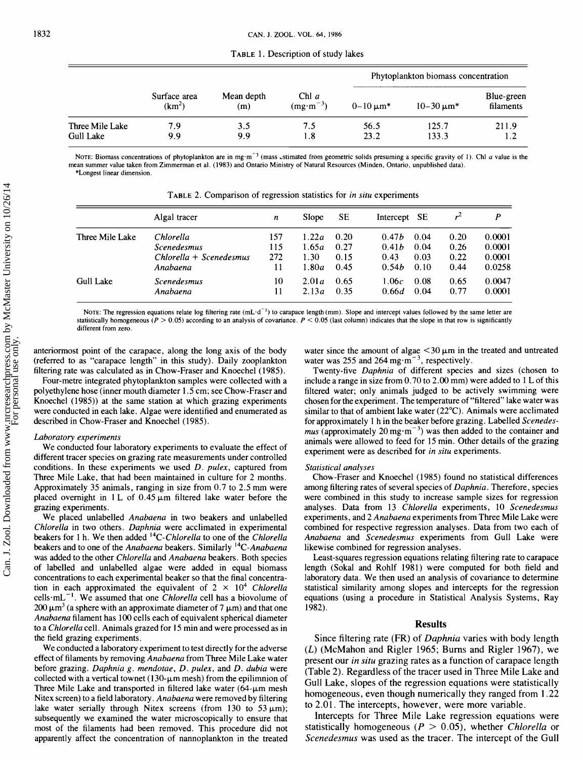TABLE 1. Description of study lakes

| | Surface area ($km^2$) | Mean depth (m) | Chl *a* ($mg \cdot m^{-3}$) | Phytoplankton biomass concentration | | |
|---|---|---|---|---|---|---|
| | | | | 0–10 μm* | 10–30 μm* | Blue-green filaments |
| Three Mile Lake | 7.9 | 3.5 | 7.5 | 56.5 | 125.7 | 211.9 |
| Gull Lake | 9.9 | 9.9 | 1.8 | 23.2 | 133.3 | 1.2 |

NOTE: Biomass concentrations of phytoplankton are in $mg \cdot m^{-3}$ (mass estimated from geometric solids presuming a specific gravity of 1). Chl *a* value is the mean summer value taken from Zimmerman et al. (1983) and Ontario Ministry of Natural Resources (Minden, Ontario, unpublished data).
*Longest linear dimension.

TABLE 2. Comparison of regression statistics for *in situ* experiments

| | Algal tracer | $n$ | Slope | SE | Intercept | SE | $r^2$ | $P$ |
|---|---|---|---|---|---|---|---|---|
| Three Mile Lake | *Chlorella* | 157 | 1.22*a* | 0.20 | 0.47*b* | 0.04 | 0.20 | 0.0001 |
| | *Scenedesmus* | 115 | 1.65*a* | 0.27 | 0.41*b* | 0.04 | 0.26 | 0.0001 |
| | *Chlorella* + *Scenedesmus* | 272 | 1.30 | 0.15 | 0.43 | 0.03 | 0.22 | 0.0001 |
| | *Anabaena* | 11 | 1.80*a* | 0.45 | 0.54*b* | 0.10 | 0.44 | 0.0258 |
| Gull Lake | *Scenedesmus* | 10 | 2.01*a* | 0.65 | 1.06*c* | 0.08 | 0.65 | 0.0047 |
| | *Anabaena* | 11 | 2.13*a* | 0.35 | 0.66*d* | 0.04 | 0.77 | 0.0001 |

NOTE: The regression equations relate log filtering rate ($mL \cdot d^{-1}$) to carapace length (mm). Slope and intercept values followed by the same letter are statistically homogeneous ($P > 0.05$) according to an analysis of covariance. $P < 0.05$ (last column) indicates that the slope in that row is significantly different from zero.

anteriormost point of the carapace, along the long axis of the body (referred to as "carapace length" in this study). Daily zooplankton filtering rate was calculated as in Chow-Fraser and Knoechel (1985).

Four-metre integrated phytoplankton samples were collected with a polyethylene hose (inner mouth diameter 1.5 cm; see Chow-Fraser and Knoechel (1985)) at the same station at which grazing experiments were conducted in each lake. Algae were identified and enumerated as described in Chow-Fraser and Knoechel (1985).

### *Laboratory experiments*

We conducted four laboratory experiments to evaluate the effect of different tracer species on grazing rate measurements under controlled conditions. In these experiments we used *D. pulex*, captured from Three Mile Lake, that had been maintained in culture for 2 months. Approximately 35 animals, ranging in size from 0.7 to 2.5 mm were placed overnight in 1 L of 0.45 μm filtered lake water before the grazing experiments.

We placed unlabelled *Anabaena* in two beakers and unlabelled *Chlorella* in two others. *Daphnia* were acclimated in experimental beakers for 1 h. We then added $^{14}C$-*Chlorella* to one of the *Chlorella* beakers and to one of the *Anabaena* beakers. Similarly $^{14}C$-*Anabaena* was added to the other *Chlorella* and *Anabaena* beakers. Both species of labelled and unlabelled algae were added in equal biomass concentrations to each experimental beaker so that the final concentration in each approximated the equivalent of $2 \times 10^4$ *Chlorella* $cells \cdot mL^{-1}$. We assumed that one *Chlorella* cell has a biovolume of 200 $\mu m^3$ (a sphere with an approximate diameter of 7 μm) and that one *Anabaena* filament has 100 cells each of equivalent spherical diameter to a *Chlorella* cell. Animals grazed for 15 min and were processed as in the field grazing experiments.

We conducted a laboratory experiment to test directly for the adverse effect of filaments by removing *Anabaena* from Three Mile Lake water before grazing. *Daphnia g. mendotae*, *D. pulex*, and *D. dubia* were collected with a vertical townet (130-μm mesh) from the epilimnion of Three Mile Lake and transported in filtered lake water (64-μm mesh Nitex screen) to a field laboratory. *Anabaena* were removed by filtering lake water serially through Nitex screens (from 130 to 53 μm); subsequently we examined the water microscopically to ensure that most of the filaments had been removed. This procedure did not apparently affect the concentration of nannoplankton in the treated water since the amount of algae <30 μm in the treated and untreated water was 255 and 264 $mg \cdot m^{-3}$, respectively.

Twenty-five *Daphnia* of different species and sizes (chosen to include a range in size from 0.70 to 2.00 mm) were added to 1 L of this filtered water; only animals judged to be actively swimming were chosen for the experiment. The temperature of "filtered" lake water was similar to that of ambient lake water (22°C). Animals were acclimated for approximately 1 h in the beaker before grazing. Labelled *Scenedesmus* (approximately 20 $mg \cdot m^{-3}$) was then added to the container and animals were allowed to feed for 15 min. Other details of the grazing experiment were as described for *in situ* experiments.

### *Statistical analyses*

Chow-Fraser and Knoechel (1985) found no statistical differences among filtering rates of several species of *Daphnia*. Therefore, species were combined in this study to increase sample sizes for regression analyses. Data from 13 *Chlorella* experiments, 10 *Scenedesmus* experiments, and 2 *Anabaena* experiments from Three Mile Lake were combined for respective regression analyses. Data from two each of *Anabaena* and *Scenedesmus* experiments from Gull Lake were likewise combined for regression analyses.

Least-squares regression equations relating filtering rate to carapace length (Sokal and Rohlf 1981) were computed for both field and laboratory data. We then used an analysis of covariance to determine statistical similarity among slopes and intercepts for the regression equations (using a procedure in Statistical Analysis Systems, Ray 1982).

## Results

Since filtering rate (FR) of *Daphnia* varies with body length ($L$) (McMahon and Rigler 1965; Burns and Rigler 1967), we present our *in situ* grazing rates as a function of carapace length (Table 2). Regardless of the tracer used in Three Mile Lake and Gull Lake, slopes of the regression equations were statistically homogeneous, even though numerically they ranged from 1.22 to 2.01. The intercepts, however, were more variable.

Intercepts for Three Mile Lake regression equations were statistically homogeneous ($P > 0.05$), whether *Chlorella* or *Scenedesmus* was used as the tracer. The intercept of the Gull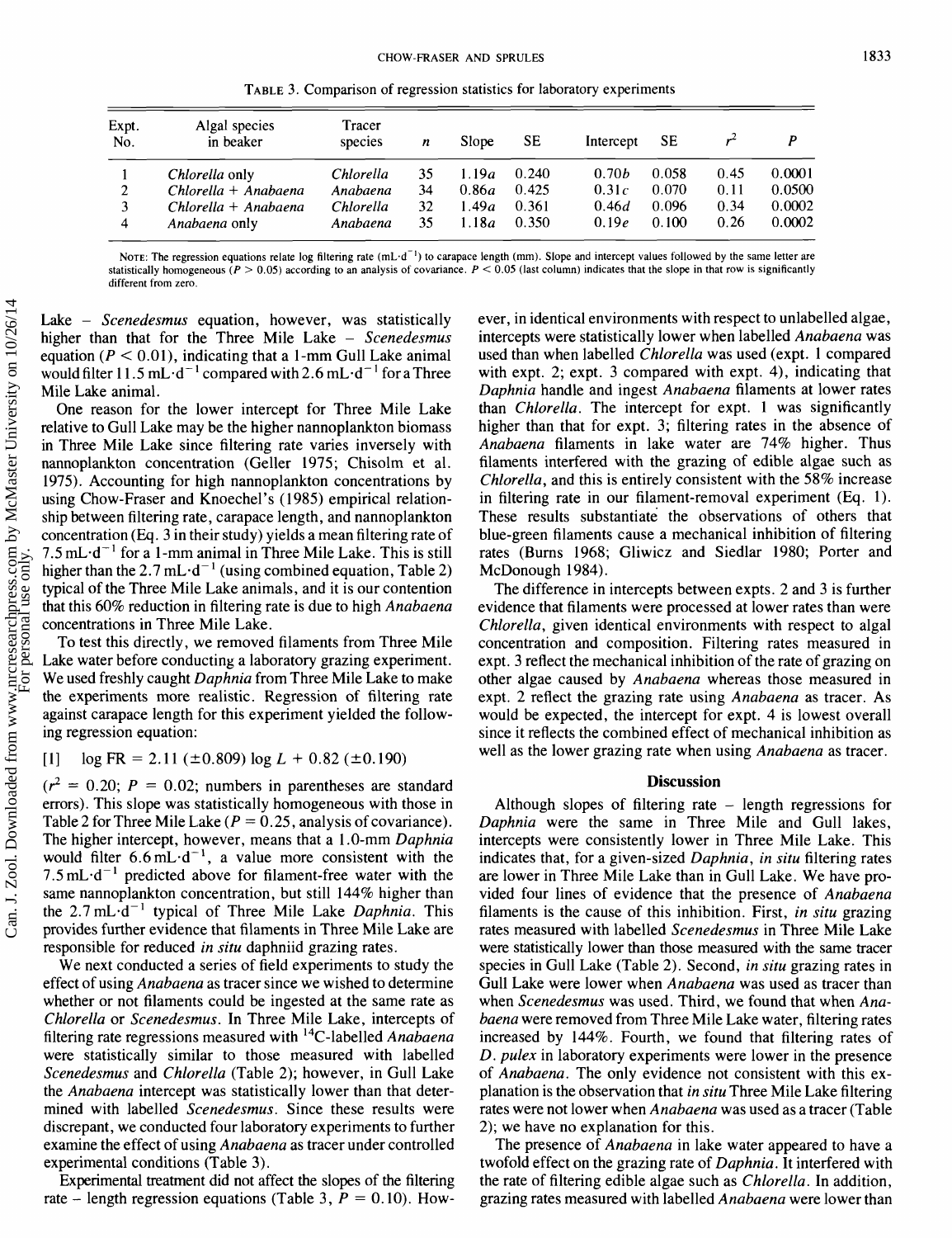TABLE 3. Comparison of regression statistics for laboratory experiments

| Expt. No. | Algal species in beaker | Tracer species | $n$ | Slope | SE | Intercept | SE | $r^2$ | $P$ |
|---|---|---|---|---|---|---|---|---|---|
| 1 | *Chlorella* only | *Chlorella* | 35 | 1.19*a* | 0.240 | 0.70*b* | 0.058 | 0.45 | 0.0001 |
| 2 | *Chlorella* + *Anabaena* | *Anabaena* | 34 | 0.86*a* | 0.425 | 0.31*c* | 0.070 | 0.11 | 0.0500 |
| 3 | *Chlorella* + *Anabaena* | *Chlorella* | 32 | 1.49*a* | 0.361 | 0.46*d* | 0.096 | 0.34 | 0.0002 |
| 4 | *Anabaena* only | *Anabaena* | 35 | 1.18*a* | 0.350 | 0.19*e* | 0.100 | 0.26 | 0.0002 |

NOTE: The regression equations relate log filtering rate ($mL \cdot d^{-1}$) to carapace length (mm). Slope and intercept values followed by the same letter are statistically homogeneous ($P > 0.05$) according to an analysis of covariance. $P < 0.05$ (last column) indicates that the slope in that row is significantly different from zero.

Lake – *Scenedesmus* equation, however, was statistically higher than that for the Three Mile Lake – *Scenedesmus* equation ($P < 0.01$), indicating that a 1-mm Gull Lake animal would filter $11.5\ mL \cdot d^{-1}$ compared with $2.6\ mL \cdot d^{-1}$ for a Three Mile Lake animal.

One reason for the lower intercept for Three Mile Lake relative to Gull Lake may be the higher nannoplankton biomass in Three Mile Lake since filtering rate varies inversely with nannoplankton concentration (Geller 1975; Chisolm et al. 1975). Accounting for high nannoplankton concentrations by using Chow-Fraser and Knoechel's (1985) empirical relationship between filtering rate, carapace length, and nannoplankton concentration (Eq. 3 in their study) yields a mean filtering rate of $7.5\ mL \cdot d^{-1}$ for a 1-mm animal in Three Mile Lake. This is still higher than the $2.7\ mL \cdot d^{-1}$ (using combined equation, Table 2) typical of the Three Mile Lake animals, and it is our contention that this 60% reduction in filtering rate is due to high *Anabaena* concentrations in Three Mile Lake.

To test this directly, we removed filaments from Three Mile Lake water before conducting a laboratory grazing experiment. We used freshly caught *Daphnia* from Three Mile Lake to make the experiments more realistic. Regression of filtering rate against carapace length for this experiment yielded the following regression equation:

$$[1] \quad \log FR = 2.11\ (\pm 0.809) \log L + 0.82\ (\pm 0.190)$$

($r^2 = 0.20$; $P = 0.02$; numbers in parentheses are standard errors). This slope was statistically homogeneous with those in Table 2 for Three Mile Lake ($P = 0.25$, analysis of covariance). The higher intercept, however, means that a 1.0-mm *Daphnia* would filter $6.6\ mL \cdot d^{-1}$, a value more consistent with the $7.5\ mL \cdot d^{-1}$ predicted above for filament-free water with the same nannoplankton concentration, but still 144% higher than the $2.7\ mL \cdot d^{-1}$ typical of Three Mile Lake *Daphnia*. This provides further evidence that filaments in Three Mile Lake are responsible for reduced *in situ* daphniid grazing rates.

We next conducted a series of field experiments to study the effect of using *Anabaena* as tracer since we wished to determine whether or not filaments could be ingested at the same rate as *Chlorella* or *Scenedesmus*. In Three Mile Lake, intercepts of filtering rate regressions measured with $^{14}C$-labelled *Anabaena* were statistically similar to those measured with labelled *Scenedesmus* and *Chlorella* (Table 2); however, in Gull Lake the *Anabaena* intercept was statistically lower than that determined with labelled *Scenedesmus*. Since these results were discrepant, we conducted four laboratory experiments to further examine the effect of using *Anabaena* as tracer under controlled experimental conditions (Table 3).

Experimental treatment did not affect the slopes of the filtering rate – length regression equations (Table 3, $P = 0.10$). However, in identical environments with respect to unlabelled algae, intercepts were statistically lower when labelled *Anabaena* was used than when labelled *Chlorella* was used (expt. 1 compared with expt. 2; expt. 3 compared with expt. 4), indicating that *Daphnia* handle and ingest *Anabaena* filaments at lower rates than *Chlorella*. The intercept for expt. 1 was significantly higher than that for expt. 3; filtering rates in the absence of *Anabaena* filaments in lake water are 74% higher. Thus filaments interfered with the grazing of edible algae such as *Chlorella*, and this is entirely consistent with the 58% increase in filtering rate in our filament-removal experiment (Eq. 1). These results substantiate the observations of others that blue-green filaments cause a mechanical inhibition of filtering rates (Burns 1968; Gliwicz and Siedlar 1980; Porter and McDonough 1984).

The difference in intercepts between expts. 2 and 3 is further evidence that filaments were processed at lower rates than were *Chlorella*, given identical environments with respect to algal concentration and composition. Filtering rates measured in expt. 3 reflect the mechanical inhibition of the rate of grazing on other algae caused by *Anabaena* whereas those measured in expt. 2 reflect the grazing rate using *Anabaena* as tracer. As would be expected, the intercept for expt. 4 is lowest overall since it reflects the combined effect of mechanical inhibition as well as the lower grazing rate when using *Anabaena* as tracer.

## Discussion

Although slopes of filtering rate – length regressions for *Daphnia* were the same in Three Mile and Gull lakes, intercepts were consistently lower in Three Mile Lake. This indicates that, for a given-sized *Daphnia*, *in situ* filtering rates are lower in Three Mile Lake than in Gull Lake. We have provided four lines of evidence that the presence of *Anabaena* filaments is the cause of this inhibition. First, *in situ* grazing rates measured with labelled *Scenedesmus* in Three Mile Lake were statistically lower than those measured with the same tracer species in Gull Lake (Table 2). Second, *in situ* grazing rates in Gull Lake were lower when *Anabaena* was used as tracer than when *Scenedesmus* was used. Third, we found that when *Anabaena* were removed from Three Mile Lake water, filtering rates increased by 144%. Fourth, we found that filtering rates of *D. pulex* in laboratory experiments were lower in the presence of *Anabaena*. The only evidence not consistent with this explanation is the observation that *in situ* Three Mile Lake filtering rates were not lower when *Anabaena* was used as a tracer (Table 2); we have no explanation for this.

The presence of *Anabaena* in lake water appeared to have a twofold effect on the grazing rate of *Daphnia*. It interfered with the rate of filtering edible algae such as *Chlorella*. In addition, grazing rates measured with labelled *Anabaena* were lower than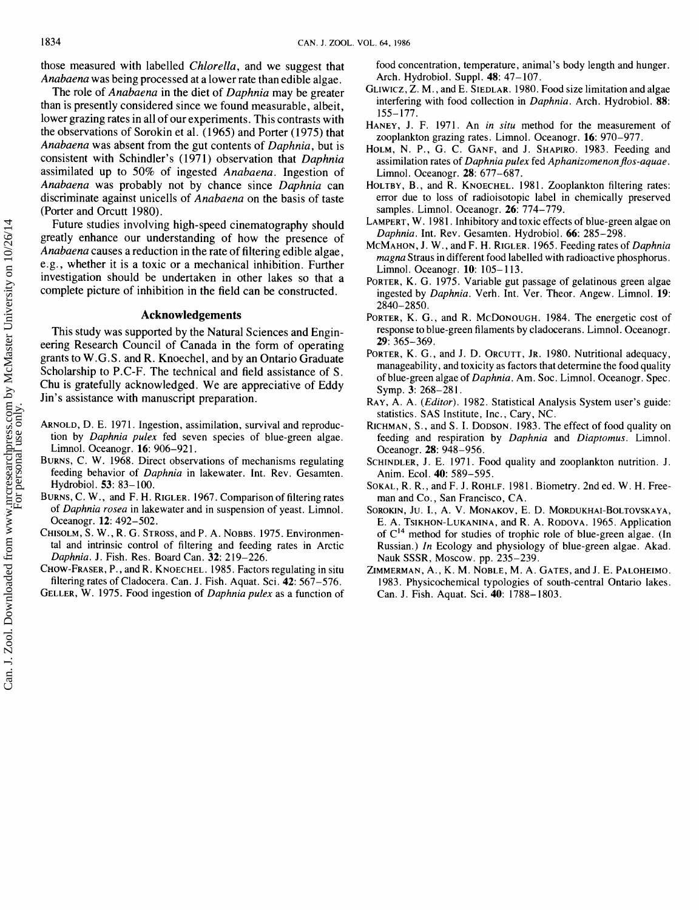those measured with labelled *Chlorella*, and we suggest that *Anabaena* was being processed at a lower rate than edible algae.

The role of *Anabaena* in the diet of *Daphnia* may be greater than is presently considered since we found measurable, albeit, lower grazing rates in all of our experiments. This contrasts with the observations of Sorokin et al. (1965) and Porter (1975) that *Anabaena* was absent from the gut contents of *Daphnia*, but is consistent with Schindler's (1971) observation that *Daphnia* assimilated up to 50% of ingested *Anabaena*. Ingestion of *Anabaena* was probably not by chance since *Daphnia* can discriminate against unicells of *Anabaena* on the basis of taste (Porter and Orcutt 1980).

Future studies involving high-speed cinematography should greatly enhance our understanding of how the presence of *Anabaena* causes a reduction in the rate of filtering edible algae, e.g., whether it is a toxic or a mechanical inhibition. Further investigation should be undertaken in other lakes so that a complete picture of inhibition in the field can be constructed.

## Acknowledgements

This study was supported by the Natural Sciences and Engineering Research Council of Canada in the form of operating grants to W.G.S. and R. Knoechel, and by an Ontario Graduate Scholarship to P.C-F. The technical and field assistance of S. Chu is gratefully acknowledged. We are appreciative of Eddy Jin's assistance with manuscript preparation.

ARNOLD, D. E. 1971. Ingestion, assimilation, survival and reproduction by *Daphnia pulex* fed seven species of blue-green algae. Limnol. Oceanogr. **16**: 906–921.

BURNS, C. W. 1968. Direct observations of mechanisms regulating feeding behavior of *Daphnia* in lakewater. Int. Rev. Gesamten. Hydrobiol. **53**: 83–100.

BURNS, C. W., and F. H. RIGLER. 1967. Comparison of filtering rates of *Daphnia rosea* in lakewater and in suspension of yeast. Limnol. Oceanogr. **12**: 492–502.

CHISOLM, S. W., R. G. STROSS, and P. A. NOBBS. 1975. Environmental and intrinsic control of filtering and feeding rates in Arctic *Daphnia*. J. Fish. Res. Board Can. **32**: 219–226.

CHOW-FRASER, P., and R. KNOECHEL. 1985. Factors regulating in situ filtering rates of Cladocera. Can. J. Fish. Aquat. Sci. **42**: 567–576.

GELLER, W. 1975. Food ingestion of *Daphnia pulex* as a function of food concentration, temperature, animal's body length and hunger. Arch. Hydrobiol. Suppl. **48**: 47–107.

GLIWICZ, Z. M., and E. SIEDLAR. 1980. Food size limitation and algae interfering with food collection in *Daphnia*. Arch. Hydrobiol. **88**: 155–177.

HANEY, J. F. 1971. An *in situ* method for the measurement of zooplankton grazing rates. Limnol. Oceanogr. **16**: 970–977.

HOLM, N. P., G. C. GANF, and J. SHAPIRO. 1983. Feeding and assimilation rates of *Daphnia pulex* fed *Aphanizomenon flos-aquae*. Limnol. Oceanogr. **28**: 677–687.

HOLTBY, B., and R. KNOECHEL. 1981. Zooplankton filtering rates: error due to loss of radioisotopic label in chemically preserved samples. Limnol. Oceanogr. **26**: 774–779.

LAMPERT, W. 1981. Inhibitory and toxic effects of blue-green algae on *Daphnia*. Int. Rev. Gesamten. Hydrobiol. **66**: 285–298.

MCMAHON, J. W., and F. H. RIGLER. 1965. Feeding rates of *Daphnia magna* Straus in different food labelled with radioactive phosphorus. Limnol. Oceanogr. **10**: 105–113.

PORTER, K. G. 1975. Variable gut passage of gelatinous green algae ingested by *Daphnia*. Verh. Int. Ver. Theor. Angew. Limnol. **19**: 2840–2850.

PORTER, K. G., and R. MCDONOUGH. 1984. The energetic cost of response to blue-green filaments by cladocerans. Limnol. Oceanogr. **29**: 365–369.

PORTER, K. G., and J. D. ORCUTT, JR. 1980. Nutritional adequacy, manageability, and toxicity as factors that determine the food quality of blue-green algae of *Daphnia*. Am. Soc. Limnol. Oceanogr. Spec. Symp. **3**: 268–281.

RAY, A. A. (*Editor*). 1982. Statistical Analysis System user's guide: statistics. SAS Institute, Inc., Cary, NC.

RICHMAN, S., and S. I. DODSON. 1983. The effect of food quality on feeding and respiration by *Daphnia* and *Diaptomus*. Limnol. Oceanogr. **28**: 948–956.

SCHINDLER, J. E. 1971. Food quality and zooplankton nutrition. J. Anim. Ecol. **40**: 589–595.

SOKAL, R. R., and F. J. ROHLF. 1981. Biometry. 2nd ed. W. H. Freeman and Co., San Francisco, CA.

SOROKIN, JU. I., A. V. MONAKOV, E. D. MORDUKHAI-BOLTOVSKAYA, E. A. TSIKHON-LUKANINA, and R. A. RODOVA. 1965. Application of $C^{14}$ method for studies of trophic role of blue-green algae. (In Russian.) *In* Ecology and physiology of blue-green algae. Akad. Nauk SSSR, Moscow. pp. 235–239.

ZIMMERMAN, A., K. M. NOBLE, M. A. GATES, and J. E. PALOHEIMO. 1983. Physicochemical typologies of south-central Ontario lakes. Can. J. Fish. Aquat. Sci. **40**: 1788–1803.